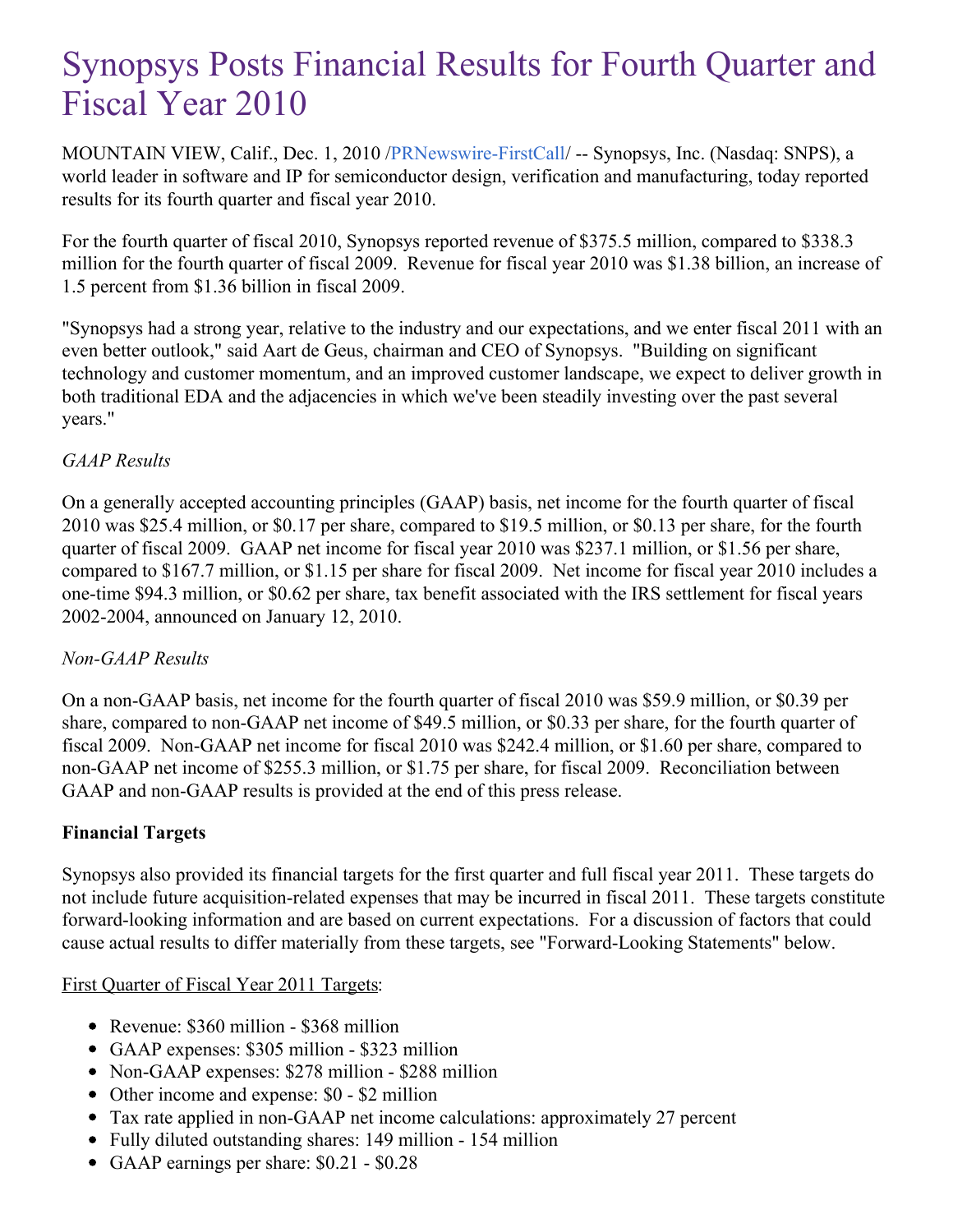# Synopsys Posts Financial Results for Fourth Quarter and Fiscal Year 2010

MOUNTAIN VIEW, Calif., Dec. 1, 2010 /PRNewswire-FirstCall/ -- Synopsys, Inc. (Nasdaq: SNPS), a world leader in software and IP for semiconductor design, verification and manufacturing, today reported results for its fourth quarter and fiscal year 2010.

For the fourth quarter of fiscal 2010, Synopsys reported revenue of $375.5 million, compared to $338.3 million for the fourth quarter of fiscal 2009. Revenue for fiscal year 2010 was $1.38 billion, an increase of 1.5 percent from $1.36 billion in fiscal 2009.

"Synopsys had a strong year, relative to the industry and our expectations, and we enter fiscal 2011 with an even better outlook," said Aart de Geus, chairman and CEO of Synopsys. "Building on significant technology and customer momentum, and an improved customer landscape, we expect to deliver growth in both traditional EDA and the adjacencies in which we've been steadily investing over the past several years."

*GAAP Results*

On a generally accepted accounting principles (GAAP) basis, net income for the fourth quarter of fiscal 2010 was $25.4 million, or $0.17 per share, compared to $19.5 million, or $0.13 per share, for the fourth quarter of fiscal 2009. GAAP net income for fiscal year 2010 was $237.1 million, or $1.56 per share, compared to $167.7 million, or $1.15 per share for fiscal 2009. Net income for fiscal year 2010 includes a one-time $94.3 million, or $0.62 per share, tax benefit associated with the IRS settlement for fiscal years 2002-2004, announced on January 12, 2010.

*Non-GAAP Results*

On a non-GAAP basis, net income for the fourth quarter of fiscal 2010 was $59.9 million, or $0.39 per share, compared to non-GAAP net income of $49.5 million, or $0.33 per share, for the fourth quarter of fiscal 2009. Non-GAAP net income for fiscal 2010 was $242.4 million, or $1.60 per share, compared to non-GAAP net income of $255.3 million, or $1.75 per share, for fiscal 2009. Reconciliation between GAAP and non-GAAP results is provided at the end of this press release.

**Financial Targets**

Synopsys also provided its financial targets for the first quarter and full fiscal year 2011. These targets do not include future acquisition-related expenses that may be incurred in fiscal 2011. These targets constitute forward-looking information and are based on current expectations. For a discussion of factors that could cause actual results to differ materially from these targets, see "Forward-Looking Statements" below.

First Quarter of Fiscal Year 2011 Targets:

- Revenue: $360 million - $368 million
- GAAP expenses: $305 million - $323 million
- Non-GAAP expenses: $278 million - $288 million
- Other income and expense: $0 - $2 million
- Tax rate applied in non-GAAP net income calculations: approximately 27 percent
- Fully diluted outstanding shares: 149 million - 154 million
- GAAP earnings per share: $0.21 - $0.28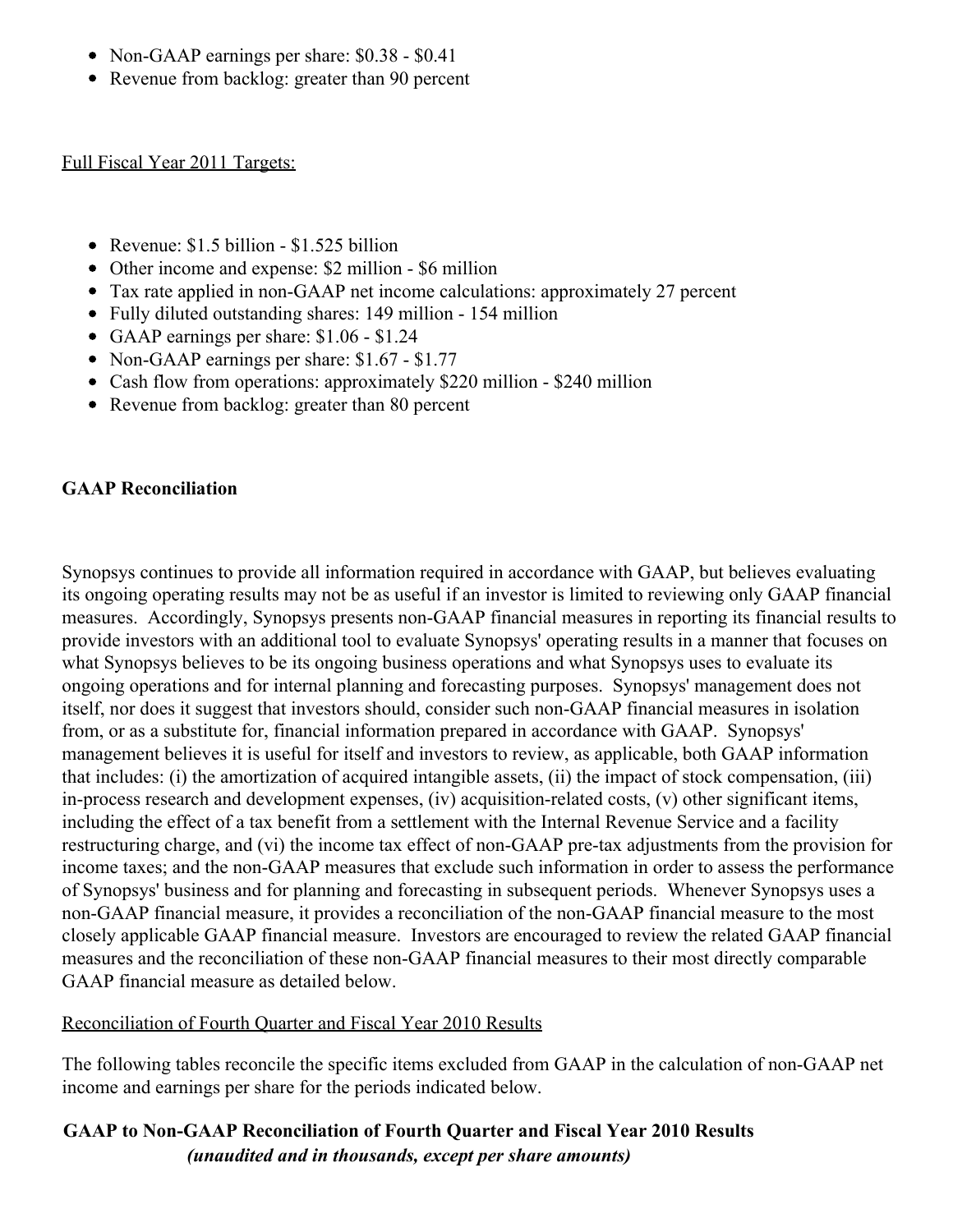- Non-GAAP earnings per share: $0.38 - $0.41
- Revenue from backlog: greater than 90 percent

Full Fiscal Year 2011 Targets:

- Revenue: $1.5 billion - $1.525 billion
- Other income and expense: $2 million - $6 million
- Tax rate applied in non-GAAP net income calculations: approximately 27 percent
- Fully diluted outstanding shares: 149 million - 154 million
- GAAP earnings per share: $1.06 - $1.24
- Non-GAAP earnings per share: $1.67 - $1.77
- Cash flow from operations: approximately $220 million - $240 million
- Revenue from backlog: greater than 80 percent

**GAAP Reconciliation**

Synopsys continues to provide all information required in accordance with GAAP, but believes evaluating its ongoing operating results may not be as useful if an investor is limited to reviewing only GAAP financial measures. Accordingly, Synopsys presents non-GAAP financial measures in reporting its financial results to provide investors with an additional tool to evaluate Synopsys' operating results in a manner that focuses on what Synopsys believes to be its ongoing business operations and what Synopsys uses to evaluate its ongoing operations and for internal planning and forecasting purposes. Synopsys' management does not itself, nor does it suggest that investors should, consider such non-GAAP financial measures in isolation from, or as a substitute for, financial information prepared in accordance with GAAP. Synopsys' management believes it is useful for itself and investors to review, as applicable, both GAAP information that includes: (i) the amortization of acquired intangible assets, (ii) the impact of stock compensation, (iii) in-process research and development expenses, (iv) acquisition-related costs, (v) other significant items, including the effect of a tax benefit from a settlement with the Internal Revenue Service and a facility restructuring charge, and (vi) the income tax effect of non-GAAP pre-tax adjustments from the provision for income taxes; and the non-GAAP measures that exclude such information in order to assess the performance of Synopsys' business and for planning and forecasting in subsequent periods. Whenever Synopsys uses a non-GAAP financial measure, it provides a reconciliation of the non-GAAP financial measure to the most closely applicable GAAP financial measure. Investors are encouraged to review the related GAAP financial measures and the reconciliation of these non-GAAP financial measures to their most directly comparable GAAP financial measure as detailed below.

Reconciliation of Fourth Quarter and Fiscal Year 2010 Results

The following tables reconcile the specific items excluded from GAAP in the calculation of non-GAAP net income and earnings per share for the periods indicated below.

**GAAP to Non-GAAP Reconciliation of Fourth Quarter and Fiscal Year 2010 Results**
***(unaudited and in thousands, except per share amounts)***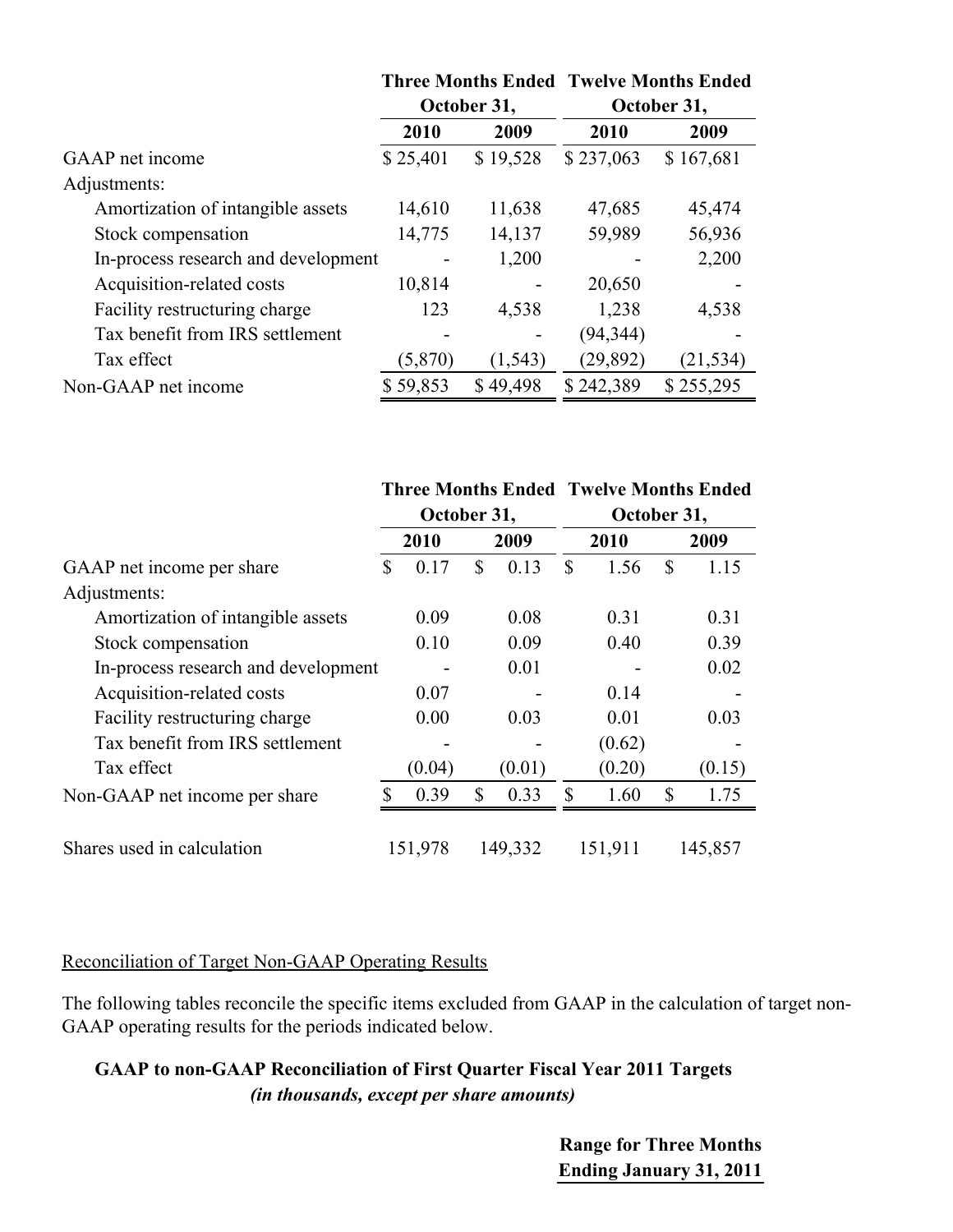| | Three Months Ended October 31, | | Twelve Months Ended October 31, | |
|---|---|---|---|---|
| | 2010 | 2009 | 2010 | 2009 |
| GAAP net income | $ 25,401 | $ 19,528 | $ 237,063 | $ 167,681 |
| Adjustments: | | | | |
| Amortization of intangible assets | 14,610 | 11,638 | 47,685 | 45,474 |
| Stock compensation | 14,775 | 14,137 | 59,989 | 56,936 |
| In-process research and development | - | 1,200 | - | 2,200 |
| Acquisition-related costs | 10,814 | - | 20,650 | - |
| Facility restructuring charge | 123 | 4,538 | 1,238 | 4,538 |
| Tax benefit from IRS settlement | - | - | (94,344) | - |
| Tax effect | (5,870) | (1,543) | (29,892) | (21,534) |
| Non-GAAP net income | $ 59,853 | $ 49,498 | $ 242,389 | $ 255,295 |

| | Three Months Ended October 31, | | Twelve Months Ended October 31, | |
|---|---|---|---|---|
| | 2010 | 2009 | 2010 | 2009 |
| GAAP net income per share | $ 0.17 | $ 0.13 | $ 1.56 | $ 1.15 |
| Adjustments: | | | | |
| Amortization of intangible assets | 0.09 | 0.08 | 0.31 | 0.31 |
| Stock compensation | 0.10 | 0.09 | 0.40 | 0.39 |
| In-process research and development | - | 0.01 | - | 0.02 |
| Acquisition-related costs | 0.07 | - | 0.14 | - |
| Facility restructuring charge | 0.00 | 0.03 | 0.01 | 0.03 |
| Tax benefit from IRS settlement | - | - | (0.62) | - |
| Tax effect | (0.04) | (0.01) | (0.20) | (0.15) |
| Non-GAAP net income per share | $ 0.39 | $ 0.33 | $ 1.60 | $ 1.75 |
| | | | | |
| Shares used in calculation | 151,978 | 149,332 | 151,911 | 145,857 |

Reconciliation of Target Non-GAAP Operating Results

The following tables reconcile the specific items excluded from GAAP in the calculation of target non-GAAP operating results for the periods indicated below.

**GAAP to non-GAAP Reconciliation of First Quarter Fiscal Year 2011 Targets**
***(in thousands, except per share amounts)***

**Range for Three Months Ending January 31, 2011**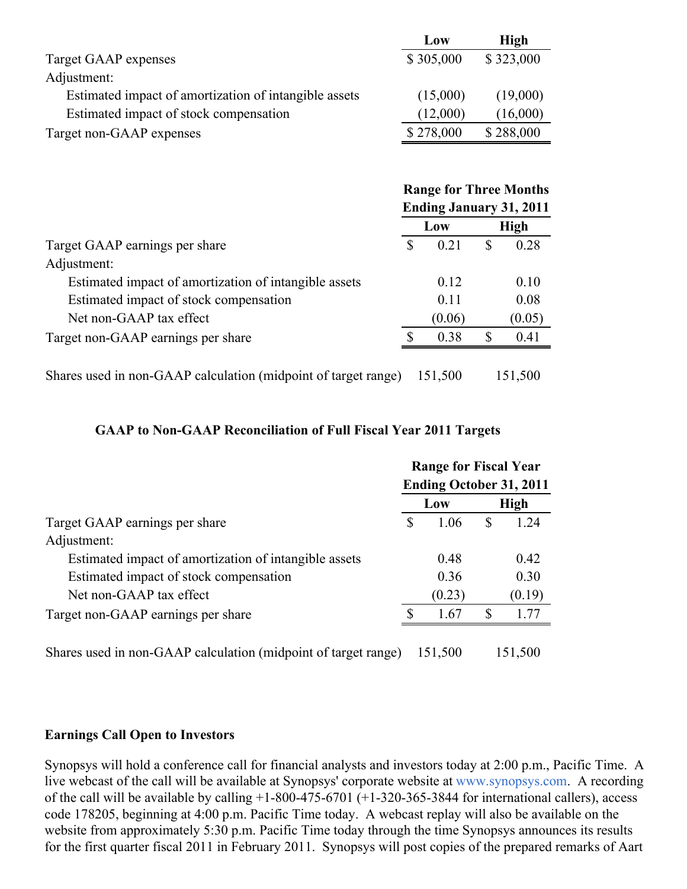| | Low | High |
|---|---|---|
| Target GAAP expenses | $ 305,000 | $ 323,000 |
| Adjustment: | | |
| Estimated impact of amortization of intangible assets | (15,000) | (19,000) |
| Estimated impact of stock compensation | (12,000) | (16,000) |
| Target non-GAAP expenses | $ 278,000 | $ 288,000 |

| | Range for Three Months Ending January 31, 2011 | |
|---|---|---|
| | Low | High |
| Target GAAP earnings per share | $ 0.21 | $ 0.28 |
| Adjustment: | | |
| Estimated impact of amortization of intangible assets | 0.12 | 0.10 |
| Estimated impact of stock compensation | 0.11 | 0.08 |
| Net non-GAAP tax effect | (0.06) | (0.05) |
| Target non-GAAP earnings per share | $ 0.38 | $ 0.41 |
| | | |
| Shares used in non-GAAP calculation (midpoint of target range) | 151,500 | 151,500 |

### GAAP to Non-GAAP Reconciliation of Full Fiscal Year 2011 Targets

| | Range for Fiscal Year Ending October 31, 2011 | |
|---|---|---|
| | Low | High |
| Target GAAP earnings per share | $ 1.06 | $ 1.24 |
| Adjustment: | | |
| Estimated impact of amortization of intangible assets | 0.48 | 0.42 |
| Estimated impact of stock compensation | 0.36 | 0.30 |
| Net non-GAAP tax effect | (0.23) | (0.19) |
| Target non-GAAP earnings per share | $ 1.67 | $ 1.77 |
| | | |
| Shares used in non-GAAP calculation (midpoint of target range) | 151,500 | 151,500 |

**Earnings Call Open to Investors**

Synopsys will hold a conference call for financial analysts and investors today at 2:00 p.m., Pacific Time. A live webcast of the call will be available at Synopsys' corporate website at www.synopsys.com. A recording of the call will be available by calling +1-800-475-6701 (+1-320-365-3844 for international callers), access code 178205, beginning at 4:00 p.m. Pacific Time today. A webcast replay will also be available on the website from approximately 5:30 p.m. Pacific Time today through the time Synopsys announces its results for the first quarter fiscal 2011 in February 2011. Synopsys will post copies of the prepared remarks of Aart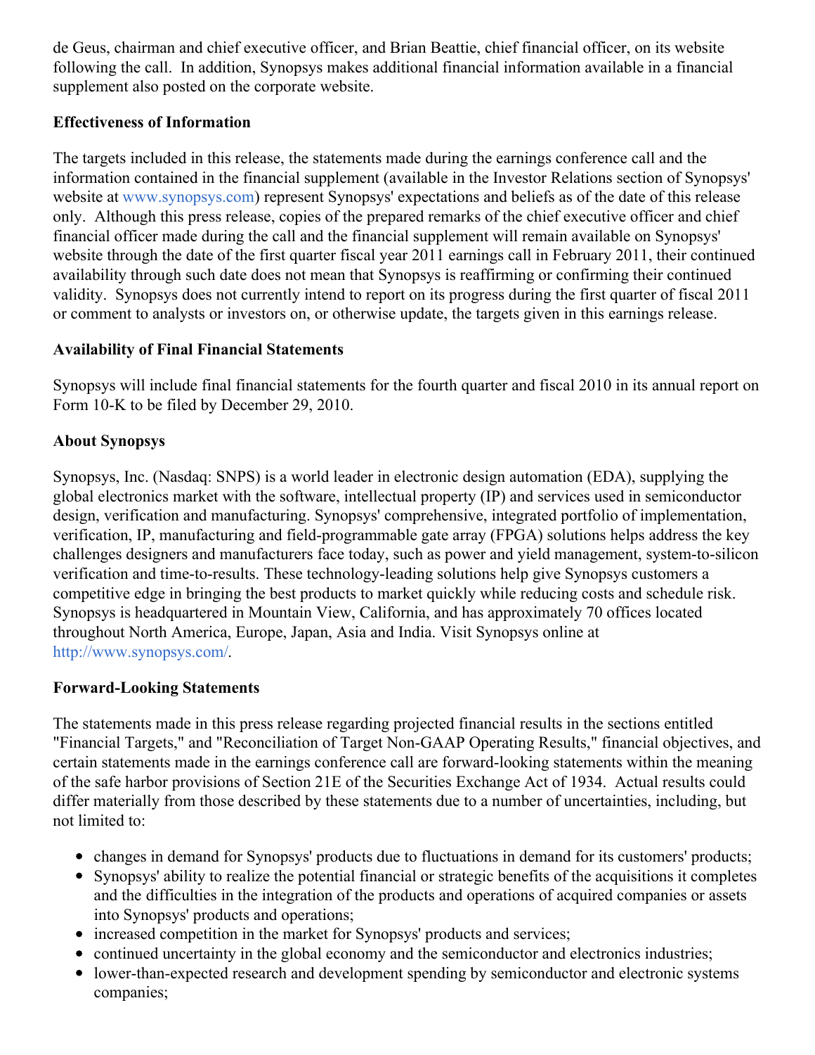de Geus, chairman and chief executive officer, and Brian Beattie, chief financial officer, on its website following the call. In addition, Synopsys makes additional financial information available in a financial supplement also posted on the corporate website.

**Effectiveness of Information**

The targets included in this release, the statements made during the earnings conference call and the information contained in the financial supplement (available in the Investor Relations section of Synopsys' website at www.synopsys.com) represent Synopsys' expectations and beliefs as of the date of this release only. Although this press release, copies of the prepared remarks of the chief executive officer and chief financial officer made during the call and the financial supplement will remain available on Synopsys' website through the date of the first quarter fiscal year 2011 earnings call in February 2011, their continued availability through such date does not mean that Synopsys is reaffirming or confirming their continued validity. Synopsys does not currently intend to report on its progress during the first quarter of fiscal 2011 or comment to analysts or investors on, or otherwise update, the targets given in this earnings release.

**Availability of Final Financial Statements**

Synopsys will include final financial statements for the fourth quarter and fiscal 2010 in its annual report on Form 10-K to be filed by December 29, 2010.

**About Synopsys**

Synopsys, Inc. (Nasdaq: SNPS) is a world leader in electronic design automation (EDA), supplying the global electronics market with the software, intellectual property (IP) and services used in semiconductor design, verification and manufacturing. Synopsys' comprehensive, integrated portfolio of implementation, verification, IP, manufacturing and field-programmable gate array (FPGA) solutions helps address the key challenges designers and manufacturers face today, such as power and yield management, system-to-silicon verification and time-to-results. These technology-leading solutions help give Synopsys customers a competitive edge in bringing the best products to market quickly while reducing costs and schedule risk. Synopsys is headquartered in Mountain View, California, and has approximately 70 offices located throughout North America, Europe, Japan, Asia and India. Visit Synopsys online at http://www.synopsys.com/.

**Forward-Looking Statements**

The statements made in this press release regarding projected financial results in the sections entitled "Financial Targets," and "Reconciliation of Target Non-GAAP Operating Results," financial objectives, and certain statements made in the earnings conference call are forward-looking statements within the meaning of the safe harbor provisions of Section 21E of the Securities Exchange Act of 1934. Actual results could differ materially from those described by these statements due to a number of uncertainties, including, but not limited to:

- changes in demand for Synopsys' products due to fluctuations in demand for its customers' products;
- Synopsys' ability to realize the potential financial or strategic benefits of the acquisitions it completes and the difficulties in the integration of the products and operations of acquired companies or assets into Synopsys' products and operations;
- increased competition in the market for Synopsys' products and services;
- continued uncertainty in the global economy and the semiconductor and electronics industries;
- lower-than-expected research and development spending by semiconductor and electronic systems companies;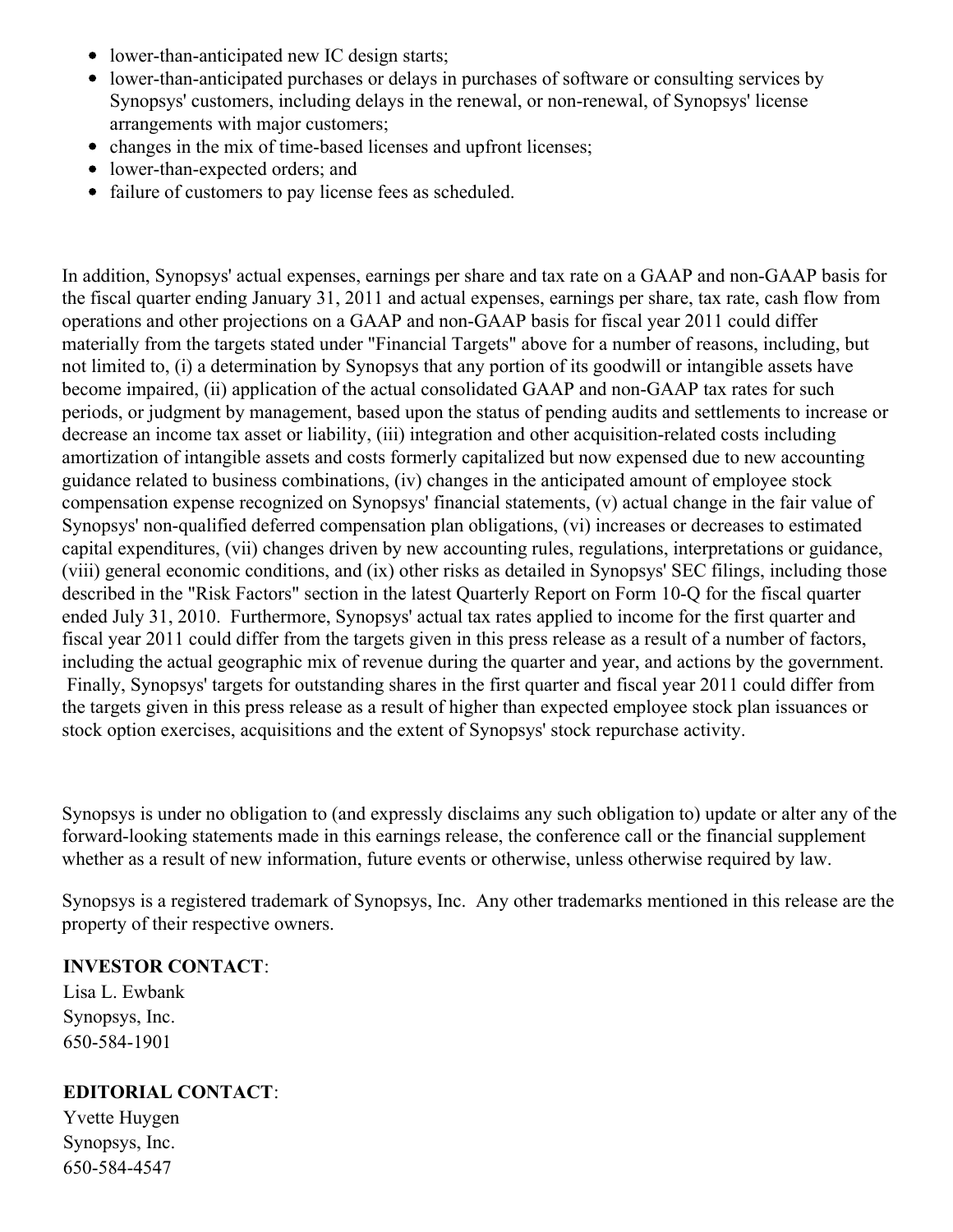- lower-than-anticipated new IC design starts;
- lower-than-anticipated purchases or delays in purchases of software or consulting services by Synopsys' customers, including delays in the renewal, or non-renewal, of Synopsys' license arrangements with major customers;
- changes in the mix of time-based licenses and upfront licenses;
- lower-than-expected orders; and
- failure of customers to pay license fees as scheduled.

In addition, Synopsys' actual expenses, earnings per share and tax rate on a GAAP and non-GAAP basis for the fiscal quarter ending January 31, 2011 and actual expenses, earnings per share, tax rate, cash flow from operations and other projections on a GAAP and non-GAAP basis for fiscal year 2011 could differ materially from the targets stated under "Financial Targets" above for a number of reasons, including, but not limited to, (i) a determination by Synopsys that any portion of its goodwill or intangible assets have become impaired, (ii) application of the actual consolidated GAAP and non-GAAP tax rates for such periods, or judgment by management, based upon the status of pending audits and settlements to increase or decrease an income tax asset or liability, (iii) integration and other acquisition-related costs including amortization of intangible assets and costs formerly capitalized but now expensed due to new accounting guidance related to business combinations, (iv) changes in the anticipated amount of employee stock compensation expense recognized on Synopsys' financial statements, (v) actual change in the fair value of Synopsys' non-qualified deferred compensation plan obligations, (vi) increases or decreases to estimated capital expenditures, (vii) changes driven by new accounting rules, regulations, interpretations or guidance, (viii) general economic conditions, and (ix) other risks as detailed in Synopsys' SEC filings, including those described in the "Risk Factors" section in the latest Quarterly Report on Form 10-Q for the fiscal quarter ended July 31, 2010. Furthermore, Synopsys' actual tax rates applied to income for the first quarter and fiscal year 2011 could differ from the targets given in this press release as a result of a number of factors, including the actual geographic mix of revenue during the quarter and year, and actions by the government. Finally, Synopsys' targets for outstanding shares in the first quarter and fiscal year 2011 could differ from the targets given in this press release as a result of higher than expected employee stock plan issuances or stock option exercises, acquisitions and the extent of Synopsys' stock repurchase activity.

Synopsys is under no obligation to (and expressly disclaims any such obligation to) update or alter any of the forward-looking statements made in this earnings release, the conference call or the financial supplement whether as a result of new information, future events or otherwise, unless otherwise required by law.

Synopsys is a registered trademark of Synopsys, Inc. Any other trademarks mentioned in this release are the property of their respective owners.

**INVESTOR CONTACT**:
Lisa L. Ewbank
Synopsys, Inc.
650-584-1901

**EDITORIAL CONTACT**:
Yvette Huygen
Synopsys, Inc.
650-584-4547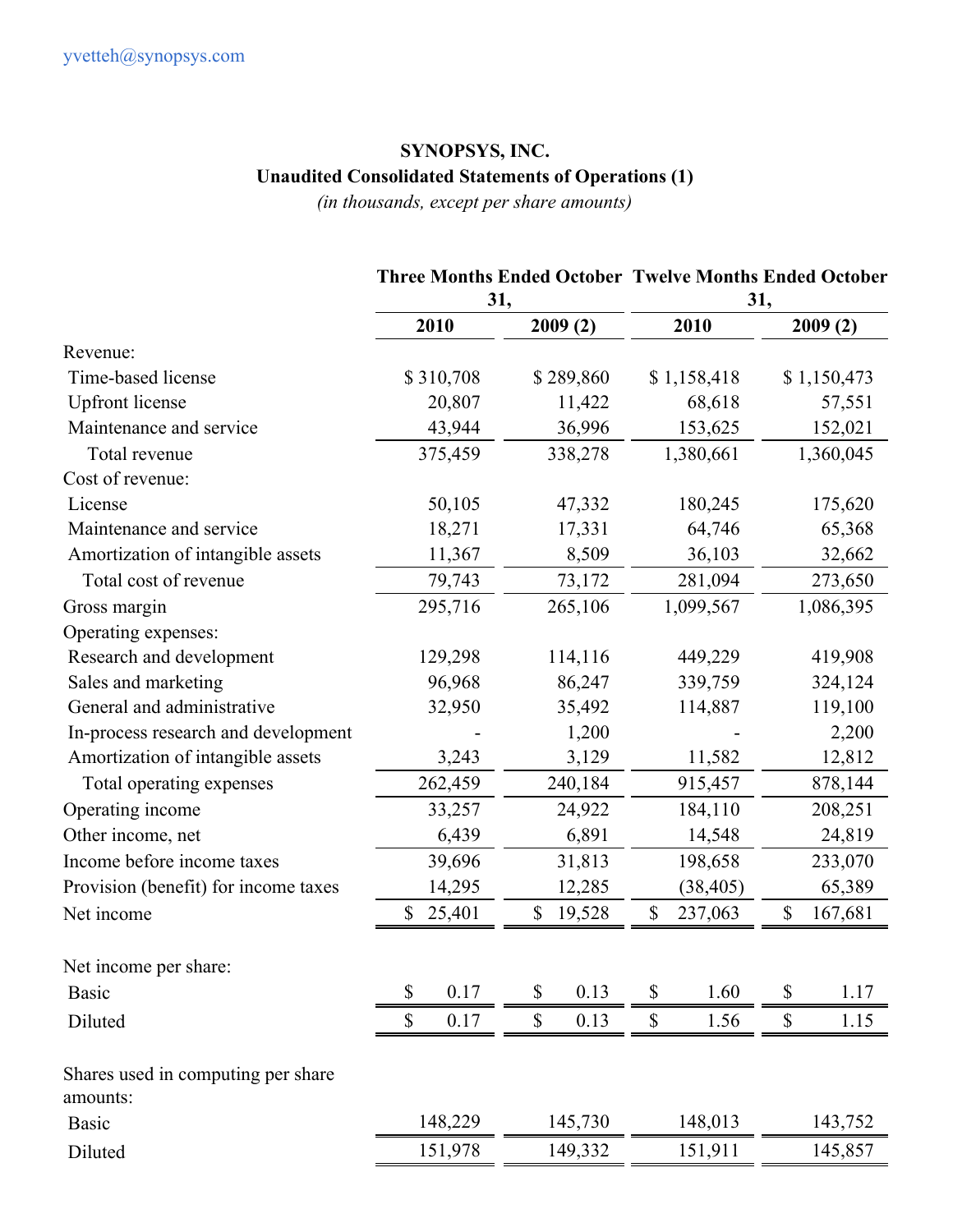yvetteh@synopsys.com

**SYNOPSYS, INC.**

**Unaudited Consolidated Statements of Operations (1)**

*(in thousands, except per share amounts)*

| | Three Months Ended October 31, | | Twelve Months Ended October 31, | |
|---|---|---|---|---|
| | 2010 | 2009 (2) | 2010 | 2009 (2) |
| Revenue: | | | | |
| Time-based license | $ 310,708 | $ 289,860 | $ 1,158,418 | $ 1,150,473 |
| Upfront license | 20,807 | 11,422 | 68,618 | 57,551 |
| Maintenance and service | 43,944 | 36,996 | 153,625 | 152,021 |
| Total revenue | 375,459 | 338,278 | 1,380,661 | 1,360,045 |
| Cost of revenue: | | | | |
| License | 50,105 | 47,332 | 180,245 | 175,620 |
| Maintenance and service | 18,271 | 17,331 | 64,746 | 65,368 |
| Amortization of intangible assets | 11,367 | 8,509 | 36,103 | 32,662 |
| Total cost of revenue | 79,743 | 73,172 | 281,094 | 273,650 |
| Gross margin | 295,716 | 265,106 | 1,099,567 | 1,086,395 |
| Operating expenses: | | | | |
| Research and development | 129,298 | 114,116 | 449,229 | 419,908 |
| Sales and marketing | 96,968 | 86,247 | 339,759 | 324,124 |
| General and administrative | 32,950 | 35,492 | 114,887 | 119,100 |
| In-process research and development | - | 1,200 | - | 2,200 |
| Amortization of intangible assets | 3,243 | 3,129 | 11,582 | 12,812 |
| Total operating expenses | 262,459 | 240,184 | 915,457 | 878,144 |
| Operating income | 33,257 | 24,922 | 184,110 | 208,251 |
| Other income, net | 6,439 | 6,891 | 14,548 | 24,819 |
| Income before income taxes | 39,696 | 31,813 | 198,658 | 233,070 |
| Provision (benefit) for income taxes | 14,295 | 12,285 | (38,405) | 65,389 |
| Net income | $ 25,401 | $ 19,528 | $ 237,063 | $ 167,681 |
| | | | | |
| Net income per share: | | | | |
| Basic | $ 0.17 | $ 0.13 | $ 1.60 | $ 1.17 |
| Diluted | $ 0.17 | $ 0.13 | $ 1.56 | $ 1.15 |
| | | | | |
| Shares used in computing per share amounts: | | | | |
| Basic | 148,229 | 145,730 | 148,013 | 143,752 |
| Diluted | 151,978 | 149,332 | 151,911 | 145,857 |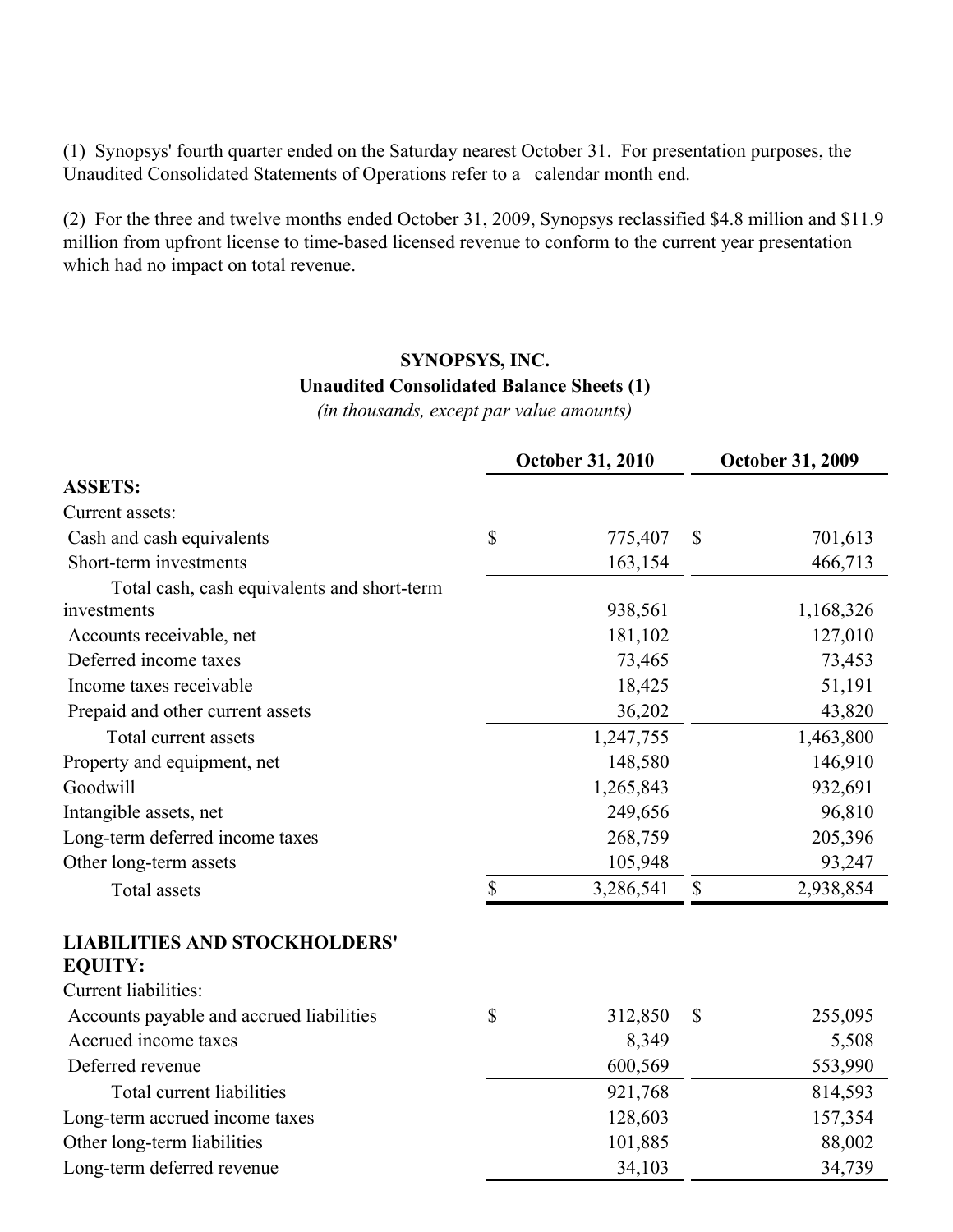(1) Synopsys' fourth quarter ended on the Saturday nearest October 31. For presentation purposes, the Unaudited Consolidated Statements of Operations refer to a calendar month end.

(2) For the three and twelve months ended October 31, 2009, Synopsys reclassified $4.8 million and $11.9 million from upfront license to time-based licensed revenue to conform to the current year presentation which had no impact on total revenue.

**SYNOPSYS, INC.**
**Unaudited Consolidated Balance Sheets (1)**
*(in thousands, except par value amounts)*

| | October 31, 2010 | October 31, 2009 |
|---|---|---|
| **ASSETS:** | | |
| Current assets: | | |
| Cash and cash equivalents | $ 775,407 | $ 701,613 |
| Short-term investments | 163,154 | 466,713 |
| Total cash, cash equivalents and short-term investments | 938,561 | 1,168,326 |
| Accounts receivable, net | 181,102 | 127,010 |
| Deferred income taxes | 73,465 | 73,453 |
| Income taxes receivable | 18,425 | 51,191 |
| Prepaid and other current assets | 36,202 | 43,820 |
| Total current assets | 1,247,755 | 1,463,800 |
| Property and equipment, net | 148,580 | 146,910 |
| Goodwill | 1,265,843 | 932,691 |
| Intangible assets, net | 249,656 | 96,810 |
| Long-term deferred income taxes | 268,759 | 205,396 |
| Other long-term assets | 105,948 | 93,247 |
| Total assets | $ 3,286,541 | $ 2,938,854 |
| **LIABILITIES AND STOCKHOLDERS' EQUITY:** | | |
| Current liabilities: | | |
| Accounts payable and accrued liabilities | $ 312,850 | $ 255,095 |
| Accrued income taxes | 8,349 | 5,508 |
| Deferred revenue | 600,569 | 553,990 |
| Total current liabilities | 921,768 | 814,593 |
| Long-term accrued income taxes | 128,603 | 157,354 |
| Other long-term liabilities | 101,885 | 88,002 |
| Long-term deferred revenue | 34,103 | 34,739 |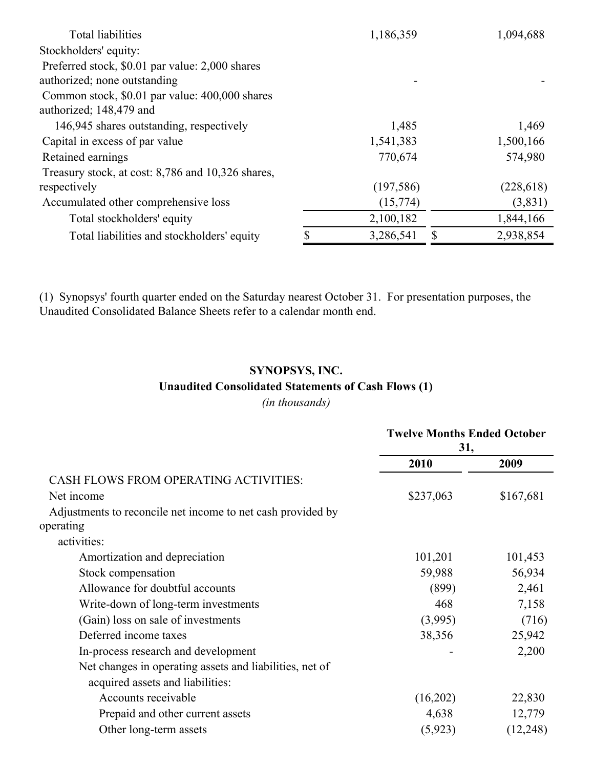| | | |
|---|---|---|
| Total liabilities | 1,186,359 | 1,094,688 |
| Stockholders' equity: | | |
| Preferred stock, $0.01 par value: 2,000 shares authorized; none outstanding | - | - |
| Common stock, $0.01 par value: 400,000 shares authorized; 148,479 and 146,945 shares outstanding, respectively | 1,485 | 1,469 |
| Capital in excess of par value | 1,541,383 | 1,500,166 |
| Retained earnings | 770,674 | 574,980 |
| Treasury stock, at cost: 8,786 and 10,326 shares, respectively | (197,586) | (228,618) |
| Accumulated other comprehensive loss | (15,774) | (3,831) |
| Total stockholders' equity | 2,100,182 | 1,844,166 |
| Total liabilities and stockholders' equity | $ 3,286,541 | $ 2,938,854 |

(1) Synopsys' fourth quarter ended on the Saturday nearest October 31. For presentation purposes, the Unaudited Consolidated Balance Sheets refer to a calendar month end.

**SYNOPSYS, INC.**
**Unaudited Consolidated Statements of Cash Flows (1)**
*(in thousands)*

| | Twelve Months Ended October 31, | |
|---|---|---|
| | 2010 | 2009 |
| CASH FLOWS FROM OPERATING ACTIVITIES: | | |
| Net income | $237,063 | $167,681 |
| Adjustments to reconcile net income to net cash provided by operating activities: | | |
| Amortization and depreciation | 101,201 | 101,453 |
| Stock compensation | 59,988 | 56,934 |
| Allowance for doubtful accounts | (899) | 2,461 |
| Write-down of long-term investments | 468 | 7,158 |
| (Gain) loss on sale of investments | (3,995) | (716) |
| Deferred income taxes | 38,356 | 25,942 |
| In-process research and development | - | 2,200 |
| Net changes in operating assets and liabilities, net of acquired assets and liabilities: | | |
| Accounts receivable | (16,202) | 22,830 |
| Prepaid and other current assets | 4,638 | 12,779 |
| Other long-term assets | (5,923) | (12,248) |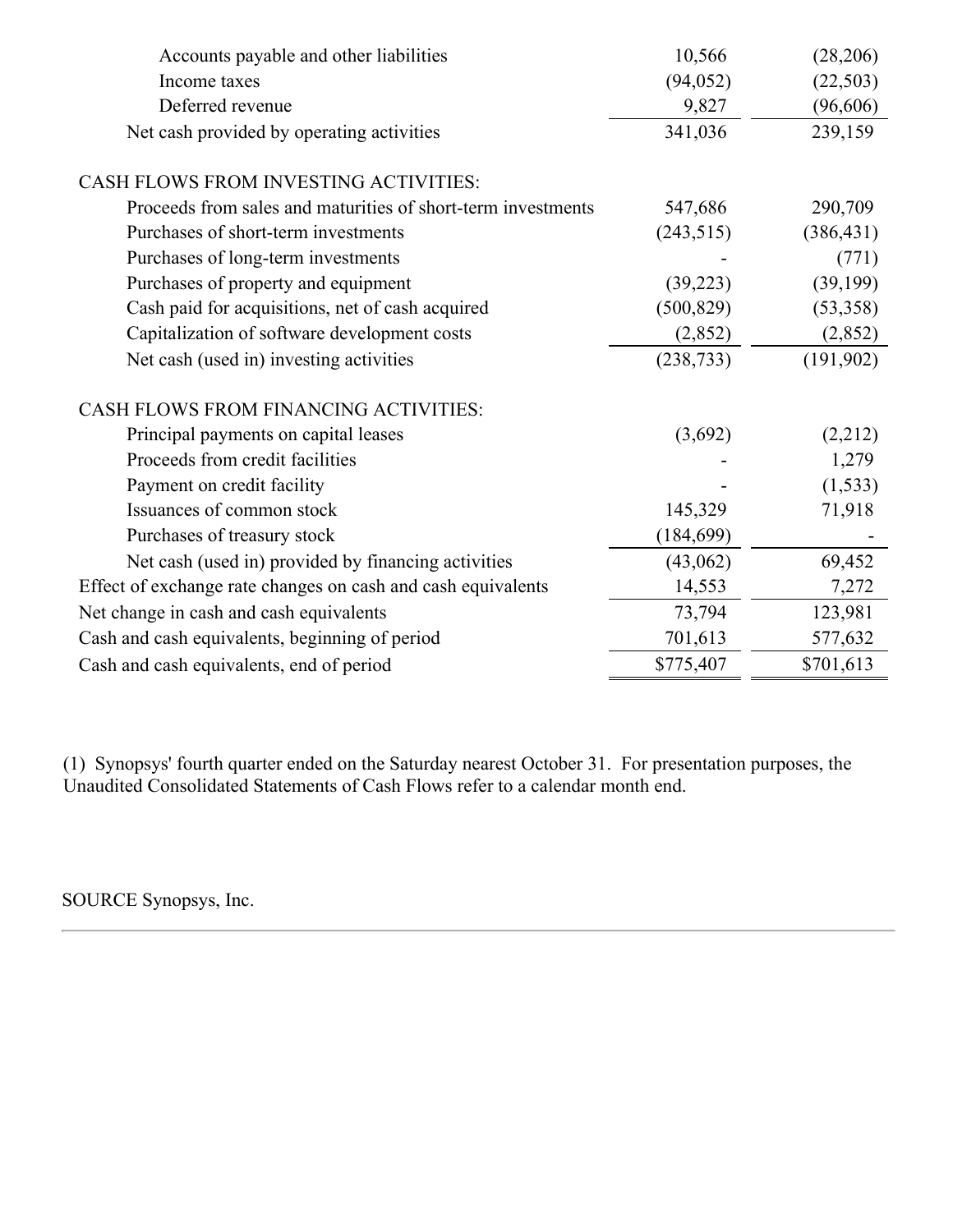| | | |
|---|---|---|
| Accounts payable and other liabilities | 10,566 | (28,206) |
| Income taxes | (94,052) | (22,503) |
| Deferred revenue | 9,827 | (96,606) |
| Net cash provided by operating activities | 341,036 | 239,159 |
| | | |
| CASH FLOWS FROM INVESTING ACTIVITIES: | | |
| Proceeds from sales and maturities of short-term investments | 547,686 | 290,709 |
| Purchases of short-term investments | (243,515) | (386,431) |
| Purchases of long-term investments | - | (771) |
| Purchases of property and equipment | (39,223) | (39,199) |
| Cash paid for acquisitions, net of cash acquired | (500,829) | (53,358) |
| Capitalization of software development costs | (2,852) | (2,852) |
| Net cash (used in) investing activities | (238,733) | (191,902) |
| | | |
| CASH FLOWS FROM FINANCING ACTIVITIES: | | |
| Principal payments on capital leases | (3,692) | (2,212) |
| Proceeds from credit facilities | - | 1,279 |
| Payment on credit facility | - | (1,533) |
| Issuances of common stock | 145,329 | 71,918 |
| Purchases of treasury stock | (184,699) | - |
| Net cash (used in) provided by financing activities | (43,062) | 69,452 |
| Effect of exchange rate changes on cash and cash equivalents | 14,553 | 7,272 |
| Net change in cash and cash equivalents | 73,794 | 123,981 |
| Cash and cash equivalents, beginning of period | 701,613 | 577,632 |
| Cash and cash equivalents, end of period | $775,407 | $701,613 |

(1) Synopsys' fourth quarter ended on the Saturday nearest October 31. For presentation purposes, the Unaudited Consolidated Statements of Cash Flows refer to a calendar month end.

SOURCE Synopsys, Inc.